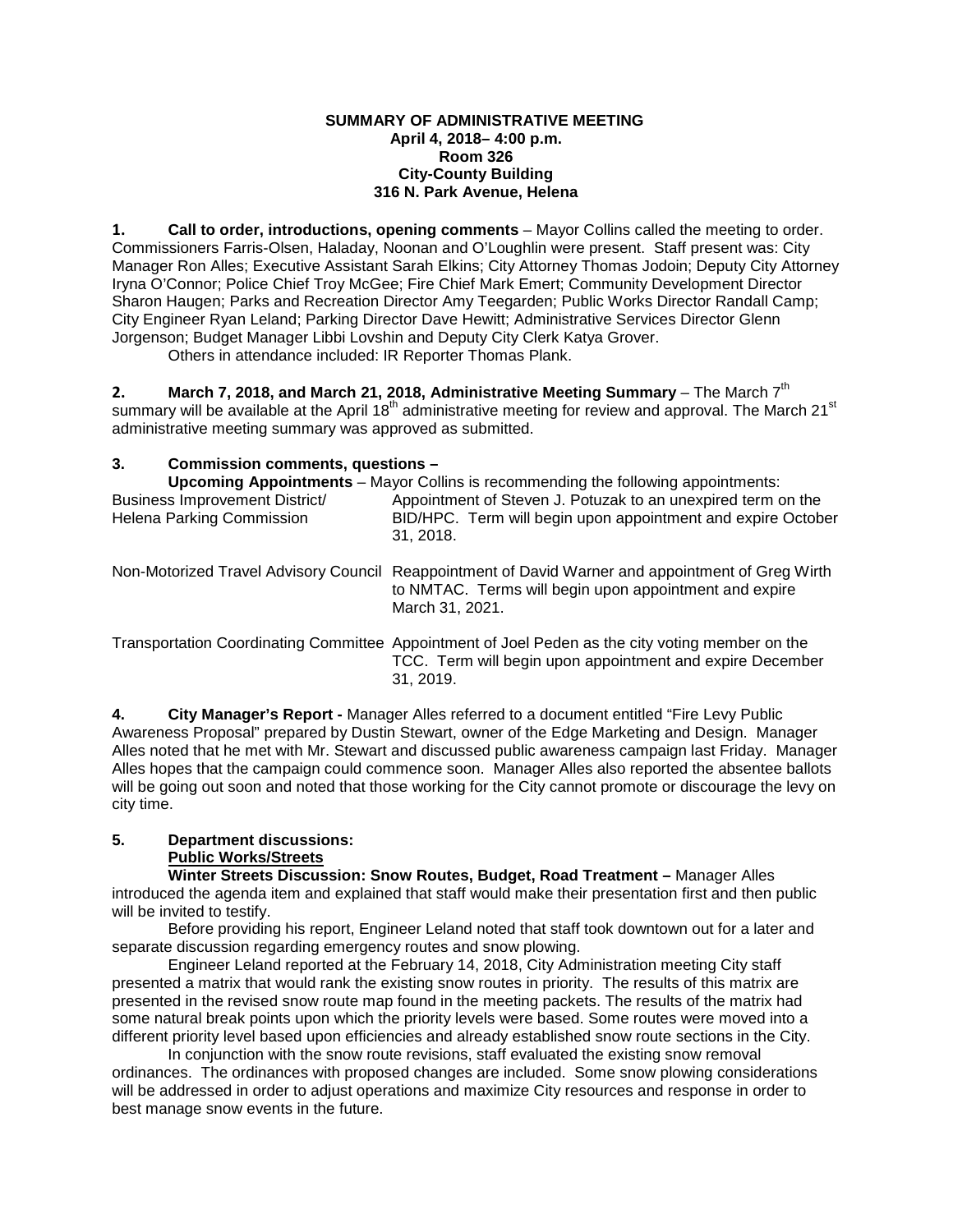**SUMMARY OF ADMINISTRATIVE MEETING**
**April 4, 2018– 4:00 p.m.**
**Room 326**
**City-County Building**
**316 N. Park Avenue, Helena**

**1. Call to order, introductions, opening comments** – Mayor Collins called the meeting to order. Commissioners Farris-Olsen, Haladay, Noonan and O'Loughlin were present. Staff present was: City Manager Ron Alles; Executive Assistant Sarah Elkins; City Attorney Thomas Jodoin; Deputy City Attorney Iryna O'Connor; Police Chief Troy McGee; Fire Chief Mark Emert; Community Development Director Sharon Haugen; Parks and Recreation Director Amy Teegarden; Public Works Director Randall Camp; City Engineer Ryan Leland; Parking Director Dave Hewitt; Administrative Services Director Glenn Jorgenson; Budget Manager Libbi Lovshin and Deputy City Clerk Katya Grover.

Others in attendance included: IR Reporter Thomas Plank.

**2. March 7, 2018, and March 21, 2018, Administrative Meeting Summary** – The March 7th summary will be available at the April 18th administrative meeting for review and approval. The March 21st administrative meeting summary was approved as submitted.

**3. Commission comments, questions –**

**Upcoming Appointments** – Mayor Collins is recommending the following appointments:

| | |
|---|---|
| Business Improvement District/ Helena Parking Commission | Appointment of Steven J. Potuzak to an unexpired term on the BID/HPC. Term will begin upon appointment and expire October 31, 2018. |
| Non-Motorized Travel Advisory Council | Reappointment of David Warner and appointment of Greg Wirth to NMTAC. Terms will begin upon appointment and expire March 31, 2021. |
| Transportation Coordinating Committee | Appointment of Joel Peden as the city voting member on the TCC. Term will begin upon appointment and expire December 31, 2019. |

**4. City Manager's Report -** Manager Alles referred to a document entitled "Fire Levy Public Awareness Proposal" prepared by Dustin Stewart, owner of the Edge Marketing and Design. Manager Alles noted that he met with Mr. Stewart and discussed public awareness campaign last Friday. Manager Alles hopes that the campaign could commence soon. Manager Alles also reported the absentee ballots will be going out soon and noted that those working for the City cannot promote or discourage the levy on city time.

**5. Department discussions:**

**Public Works/Streets**

**Winter Streets Discussion: Snow Routes, Budget, Road Treatment –** Manager Alles introduced the agenda item and explained that staff would make their presentation first and then public will be invited to testify.

Before providing his report, Engineer Leland noted that staff took downtown out for a later and separate discussion regarding emergency routes and snow plowing.

Engineer Leland reported at the February 14, 2018, City Administration meeting City staff presented a matrix that would rank the existing snow routes in priority. The results of this matrix are presented in the revised snow route map found in the meeting packets. The results of the matrix had some natural break points upon which the priority levels were based. Some routes were moved into a different priority level based upon efficiencies and already established snow route sections in the City.

In conjunction with the snow route revisions, staff evaluated the existing snow removal ordinances. The ordinances with proposed changes are included. Some snow plowing considerations will be addressed in order to adjust operations and maximize City resources and response in order to best manage snow events in the future.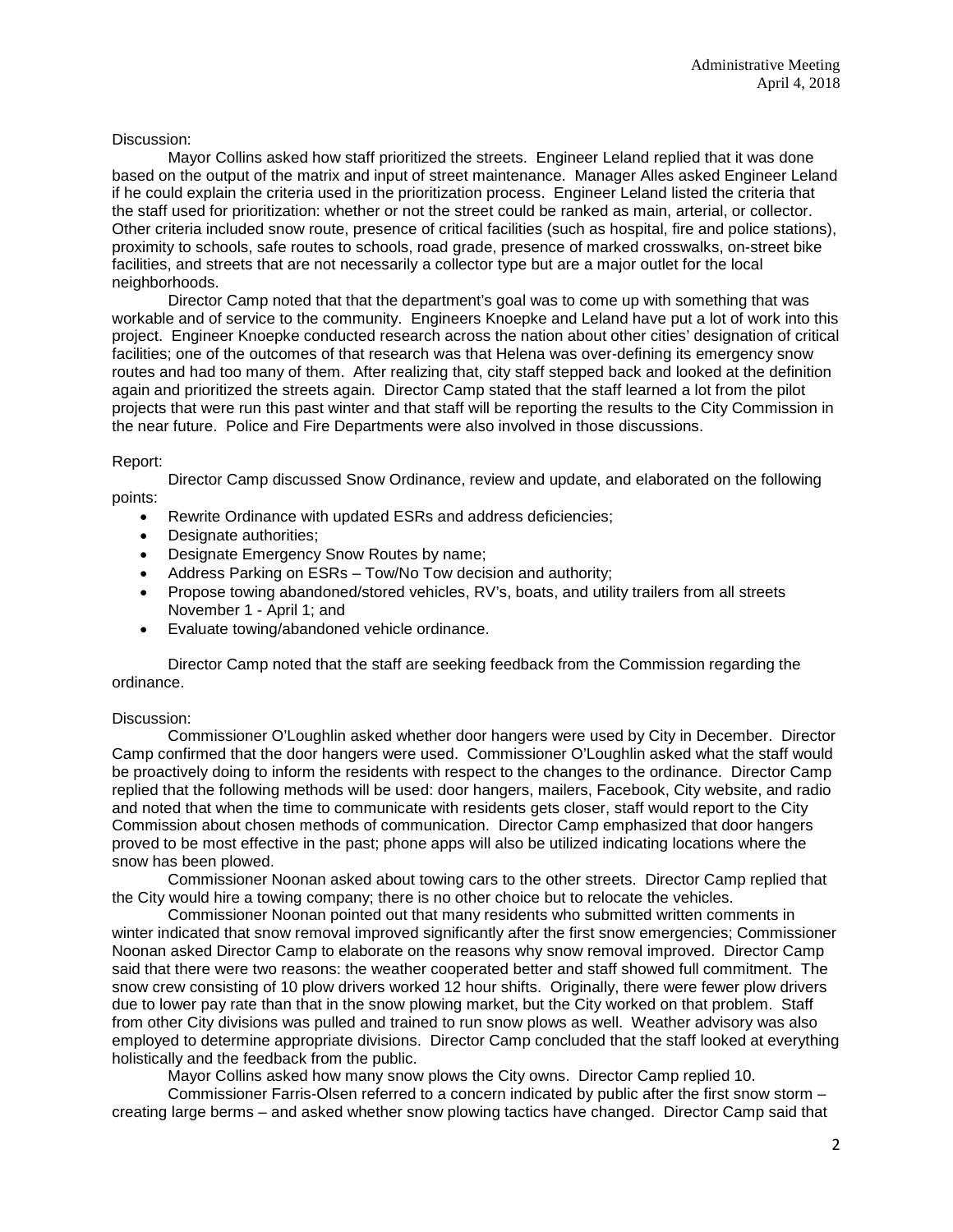Discussion:

Mayor Collins asked how staff prioritized the streets. Engineer Leland replied that it was done based on the output of the matrix and input of street maintenance. Manager Alles asked Engineer Leland if he could explain the criteria used in the prioritization process. Engineer Leland listed the criteria that the staff used for prioritization: whether or not the street could be ranked as main, arterial, or collector. Other criteria included snow route, presence of critical facilities (such as hospital, fire and police stations), proximity to schools, safe routes to schools, road grade, presence of marked crosswalks, on-street bike facilities, and streets that are not necessarily a collector type but are a major outlet for the local neighborhoods.

Director Camp noted that that the department's goal was to come up with something that was workable and of service to the community. Engineers Knoepke and Leland have put a lot of work into this project. Engineer Knoepke conducted research across the nation about other cities' designation of critical facilities; one of the outcomes of that research was that Helena was over-defining its emergency snow routes and had too many of them. After realizing that, city staff stepped back and looked at the definition again and prioritized the streets again. Director Camp stated that the staff learned a lot from the pilot projects that were run this past winter and that staff will be reporting the results to the City Commission in the near future. Police and Fire Departments were also involved in those discussions.

Report:

Director Camp discussed Snow Ordinance, review and update, and elaborated on the following points:

- Rewrite Ordinance with updated ESRs and address deficiencies;
- Designate authorities;
- Designate Emergency Snow Routes by name;
- Address Parking on ESRs – Tow/No Tow decision and authority;
- Propose towing abandoned/stored vehicles, RV's, boats, and utility trailers from all streets November 1 - April 1; and
- Evaluate towing/abandoned vehicle ordinance.

Director Camp noted that the staff are seeking feedback from the Commission regarding the ordinance.

Discussion:

Commissioner O'Loughlin asked whether door hangers were used by City in December. Director Camp confirmed that the door hangers were used. Commissioner O'Loughlin asked what the staff would be proactively doing to inform the residents with respect to the changes to the ordinance. Director Camp replied that the following methods will be used: door hangers, mailers, Facebook, City website, and radio and noted that when the time to communicate with residents gets closer, staff would report to the City Commission about chosen methods of communication. Director Camp emphasized that door hangers proved to be most effective in the past; phone apps will also be utilized indicating locations where the snow has been plowed.

Commissioner Noonan asked about towing cars to the other streets. Director Camp replied that the City would hire a towing company; there is no other choice but to relocate the vehicles.

Commissioner Noonan pointed out that many residents who submitted written comments in winter indicated that snow removal improved significantly after the first snow emergencies; Commissioner Noonan asked Director Camp to elaborate on the reasons why snow removal improved. Director Camp said that there were two reasons: the weather cooperated better and staff showed full commitment. The snow crew consisting of 10 plow drivers worked 12 hour shifts. Originally, there were fewer plow drivers due to lower pay rate than that in the snow plowing market, but the City worked on that problem. Staff from other City divisions was pulled and trained to run snow plows as well. Weather advisory was also employed to determine appropriate divisions. Director Camp concluded that the staff looked at everything holistically and the feedback from the public.

Mayor Collins asked how many snow plows the City owns. Director Camp replied 10.

Commissioner Farris-Olsen referred to a concern indicated by public after the first snow storm – creating large berms – and asked whether snow plowing tactics have changed. Director Camp said that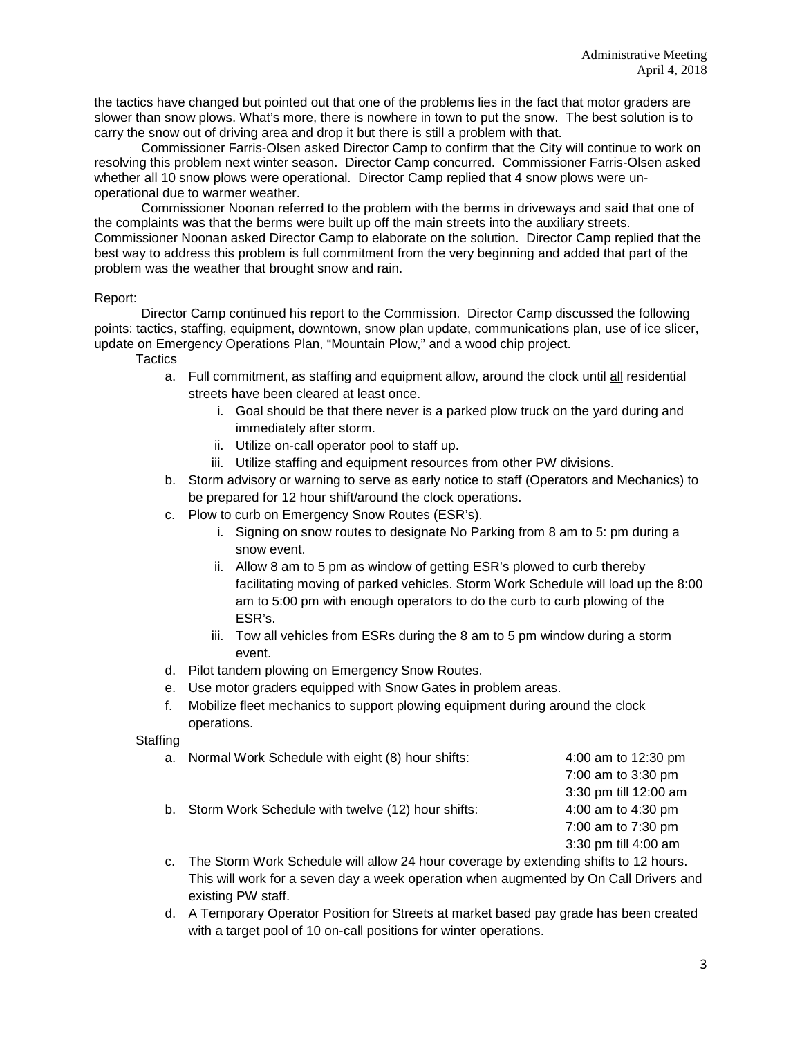the tactics have changed but pointed out that one of the problems lies in the fact that motor graders are slower than snow plows. What's more, there is nowhere in town to put the snow. The best solution is to carry the snow out of driving area and drop it but there is still a problem with that.

Commissioner Farris-Olsen asked Director Camp to confirm that the City will continue to work on resolving this problem next winter season. Director Camp concurred. Commissioner Farris-Olsen asked whether all 10 snow plows were operational. Director Camp replied that 4 snow plows were un-operational due to warmer weather.

Commissioner Noonan referred to the problem with the berms in driveways and said that one of the complaints was that the berms were built up off the main streets into the auxiliary streets. Commissioner Noonan asked Director Camp to elaborate on the solution. Director Camp replied that the best way to address this problem is full commitment from the very beginning and added that part of the problem was the weather that brought snow and rain.

Report:

Director Camp continued his report to the Commission. Director Camp discussed the following points: tactics, staffing, equipment, downtown, snow plan update, communications plan, use of ice slicer, update on Emergency Operations Plan, "Mountain Plow," and a wood chip project.

Tactics

a. Full commitment, as staffing and equipment allow, around the clock until <u>all</u> residential streets have been cleared at least once.
   i. Goal should be that there never is a parked plow truck on the yard during and immediately after storm.
   ii. Utilize on-call operator pool to staff up.
   iii. Utilize staffing and equipment resources from other PW divisions.
b. Storm advisory or warning to serve as early notice to staff (Operators and Mechanics) to be prepared for 12 hour shift/around the clock operations.
c. Plow to curb on Emergency Snow Routes (ESR's).
   i. Signing on snow routes to designate No Parking from 8 am to 5: pm during a snow event.
   ii. Allow 8 am to 5 pm as window of getting ESR's plowed to curb thereby facilitating moving of parked vehicles. Storm Work Schedule will load up the 8:00 am to 5:00 pm with enough operators to do the curb to curb plowing of the ESR's.
   iii. Tow all vehicles from ESRs during the 8 am to 5 pm window during a storm event.
d. Pilot tandem plowing on Emergency Snow Routes.
e. Use motor graders equipped with Snow Gates in problem areas.
f. Mobilize fleet mechanics to support plowing equipment during around the clock operations.

Staffing

a. Normal Work Schedule with eight (8) hour shifts: 4:00 am to 12:30 pm; 7:00 am to 3:30 pm; 3:30 pm till 12:00 am
b. Storm Work Schedule with twelve (12) hour shifts: 4:00 am to 4:30 pm; 7:00 am to 7:30 pm; 3:30 pm till 4:00 am
c. The Storm Work Schedule will allow 24 hour coverage by extending shifts to 12 hours. This will work for a seven day a week operation when augmented by On Call Drivers and existing PW staff.
d. A Temporary Operator Position for Streets at market based pay grade has been created with a target pool of 10 on-call positions for winter operations.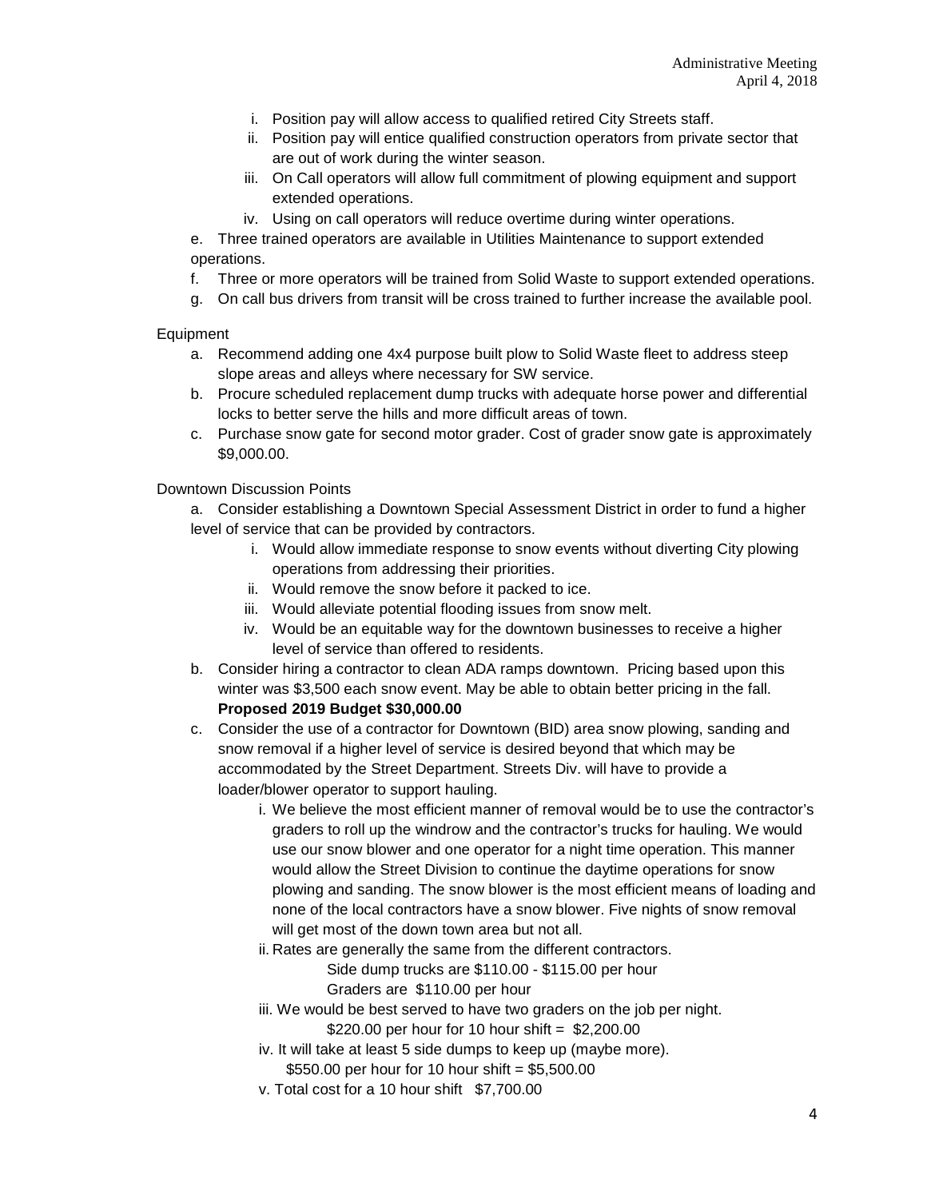i. Position pay will allow access to qualified retired City Streets staff.
ii. Position pay will entice qualified construction operators from private sector that are out of work during the winter season.
iii. On Call operators will allow full commitment of plowing equipment and support extended operations.
iv. Using on call operators will reduce overtime during winter operations.

e. Three trained operators are available in Utilities Maintenance to support extended operations.

f. Three or more operators will be trained from Solid Waste to support extended operations.

g. On call bus drivers from transit will be cross trained to further increase the available pool.

Equipment

a. Recommend adding one 4x4 purpose built plow to Solid Waste fleet to address steep slope areas and alleys where necessary for SW service.

b. Procure scheduled replacement dump trucks with adequate horse power and differential locks to better serve the hills and more difficult areas of town.

c. Purchase snow gate for second motor grader. Cost of grader snow gate is approximately $9,000.00.

Downtown Discussion Points

a. Consider establishing a Downtown Special Assessment District in order to fund a higher level of service that can be provided by contractors.

i. Would allow immediate response to snow events without diverting City plowing operations from addressing their priorities.
ii. Would remove the snow before it packed to ice.
iii. Would alleviate potential flooding issues from snow melt.
iv. Would be an equitable way for the downtown businesses to receive a higher level of service than offered to residents.

b. Consider hiring a contractor to clean ADA ramps downtown. Pricing based upon this winter was $3,500 each snow event. May be able to obtain better pricing in the fall.
**Proposed 2019 Budget $30,000.00**

c. Consider the use of a contractor for Downtown (BID) area snow plowing, sanding and snow removal if a higher level of service is desired beyond that which may be accommodated by the Street Department. Streets Div. will have to provide a loader/blower operator to support hauling.

i. We believe the most efficient manner of removal would be to use the contractor's graders to roll up the windrow and the contractor's trucks for hauling. We would use our snow blower and one operator for a night time operation. This manner would allow the Street Division to continue the daytime operations for snow plowing and sanding. The snow blower is the most efficient means of loading and none of the local contractors have a snow blower. Five nights of snow removal will get most of the down town area but not all.

ii. Rates are generally the same from the different contractors.
Side dump trucks are $110.00 - $115.00 per hour
Graders are $110.00 per hour

iii. We would be best served to have two graders on the job per night.
$220.00 per hour for 10 hour shift = $2,200.00

iv. It will take at least 5 side dumps to keep up (maybe more).
$550.00 per hour for 10 hour shift = $5,500.00

v. Total cost for a 10 hour shift $7,700.00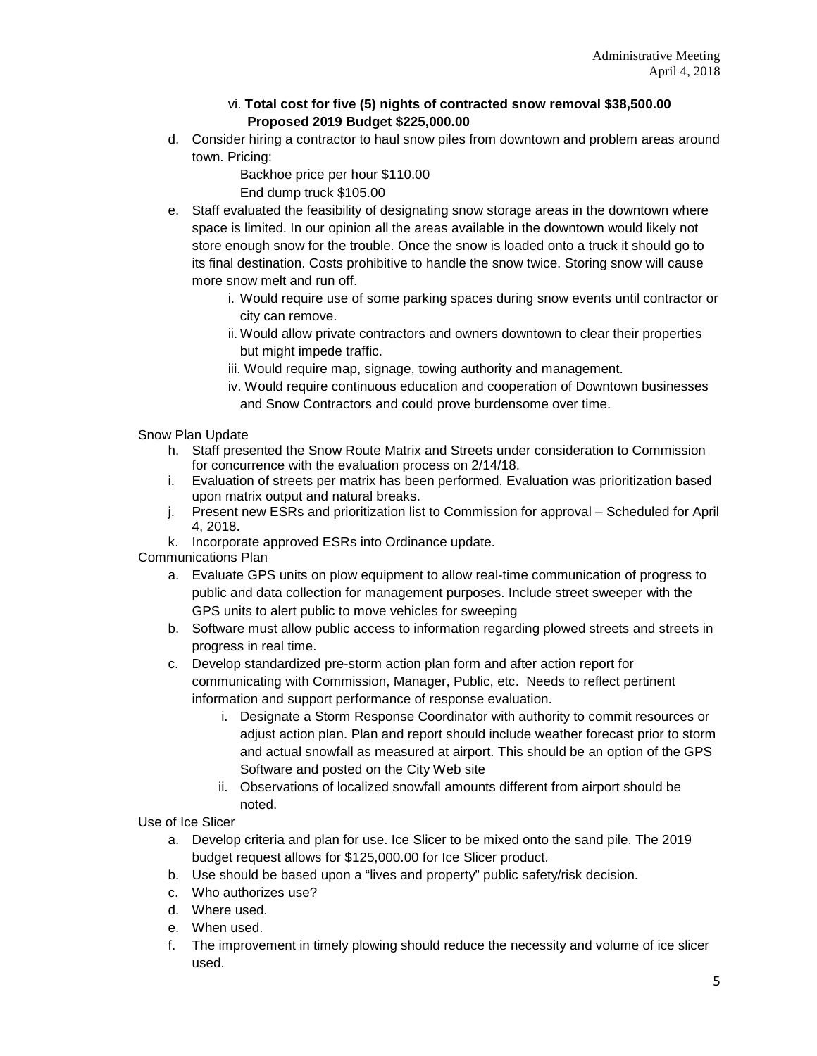vi. **Total cost for five (5) nights of contracted snow removal $38,500.00**
**Proposed 2019 Budget $225,000.00**

d. Consider hiring a contractor to haul snow piles from downtown and problem areas around town. Pricing:

   Backhoe price per hour $110.00

   End dump truck $105.00

e. Staff evaluated the feasibility of designating snow storage areas in the downtown where space is limited. In our opinion all the areas available in the downtown would likely not store enough snow for the trouble. Once the snow is loaded onto a truck it should go to its final destination. Costs prohibitive to handle the snow twice. Storing snow will cause more snow melt and run off.
   - i. Would require use of some parking spaces during snow events until contractor or city can remove.
   - ii. Would allow private contractors and owners downtown to clear their properties but might impede traffic.
   - iii. Would require map, signage, towing authority and management.
   - iv. Would require continuous education and cooperation of Downtown businesses and Snow Contractors and could prove burdensome over time.

Snow Plan Update

h. Staff presented the Snow Route Matrix and Streets under consideration to Commission for concurrence with the evaluation process on 2/14/18.

i. Evaluation of streets per matrix has been performed. Evaluation was prioritization based upon matrix output and natural breaks.

j. Present new ESRs and prioritization list to Commission for approval – Scheduled for April 4, 2018.

k. Incorporate approved ESRs into Ordinance update.

Communications Plan

a. Evaluate GPS units on plow equipment to allow real-time communication of progress to public and data collection for management purposes. Include street sweeper with the GPS units to alert public to move vehicles for sweeping

b. Software must allow public access to information regarding plowed streets and streets in progress in real time.

c. Develop standardized pre-storm action plan form and after action report for communicating with Commission, Manager, Public, etc. Needs to reflect pertinent information and support performance of response evaluation.
   - i. Designate a Storm Response Coordinator with authority to commit resources or adjust action plan. Plan and report should include weather forecast prior to storm and actual snowfall as measured at airport. This should be an option of the GPS Software and posted on the City Web site
   - ii. Observations of localized snowfall amounts different from airport should be noted.

Use of Ice Slicer

a. Develop criteria and plan for use. Ice Slicer to be mixed onto the sand pile. The 2019 budget request allows for $125,000.00 for Ice Slicer product.

b. Use should be based upon a "lives and property" public safety/risk decision.

c. Who authorizes use?

d. Where used.

e. When used.

f. The improvement in timely plowing should reduce the necessity and volume of ice slicer used.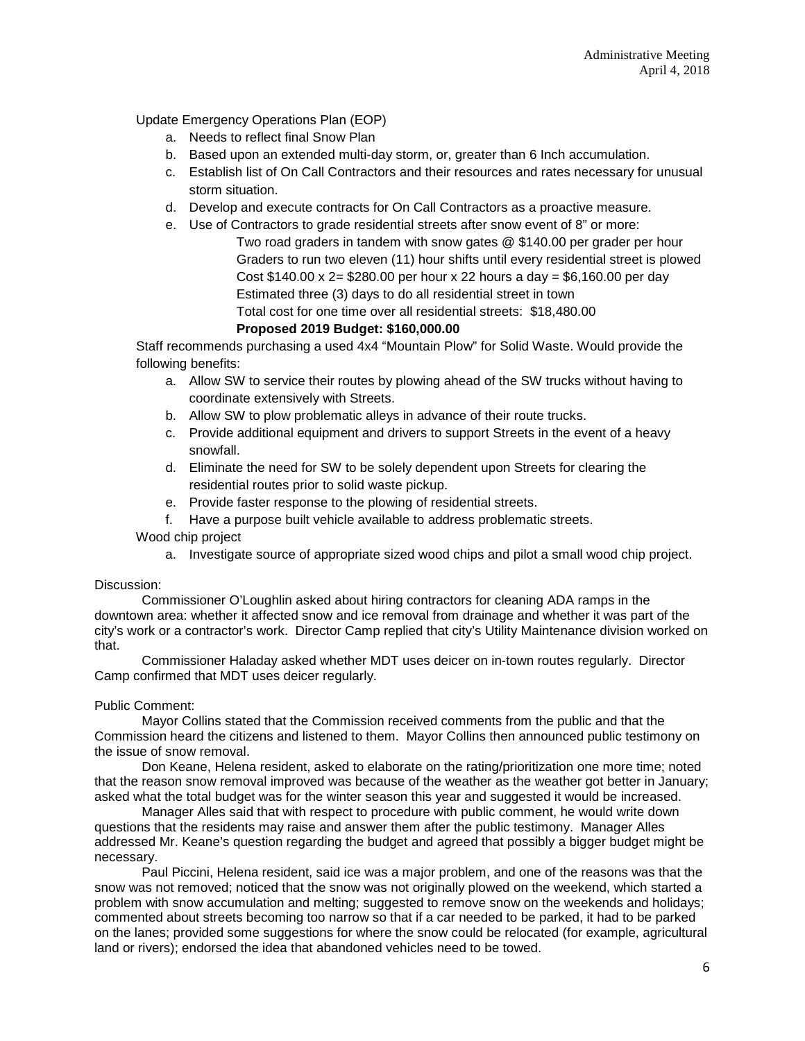Update Emergency Operations Plan (EOP)

a. Needs to reflect final Snow Plan
b. Based upon an extended multi-day storm, or, greater than 6 Inch accumulation.
c. Establish list of On Call Contractors and their resources and rates necessary for unusual storm situation.
d. Develop and execute contracts for On Call Contractors as a proactive measure.
e. Use of Contractors to grade residential streets after snow event of 8" or more:

   Two road graders in tandem with snow gates @ $140.00 per grader per hour
   Graders to run two eleven (11) hour shifts until every residential street is plowed
   Cost $140.00 x 2= $280.00 per hour x 22 hours a day = $6,160.00 per day
   Estimated three (3) days to do all residential street in town
   Total cost for one time over all residential streets: $18,480.00
   **Proposed 2019 Budget: $160,000.00**

Staff recommends purchasing a used 4x4 "Mountain Plow" for Solid Waste. Would provide the following benefits:

a. Allow SW to service their routes by plowing ahead of the SW trucks without having to coordinate extensively with Streets.
b. Allow SW to plow problematic alleys in advance of their route trucks.
c. Provide additional equipment and drivers to support Streets in the event of a heavy snowfall.
d. Eliminate the need for SW to be solely dependent upon Streets for clearing the residential routes prior to solid waste pickup.
e. Provide faster response to the plowing of residential streets.
f. Have a purpose built vehicle available to address problematic streets.

Wood chip project

a. Investigate source of appropriate sized wood chips and pilot a small wood chip project.

Discussion:

Commissioner O'Loughlin asked about hiring contractors for cleaning ADA ramps in the downtown area: whether it affected snow and ice removal from drainage and whether it was part of the city's work or a contractor's work. Director Camp replied that city's Utility Maintenance division worked on that.

Commissioner Haladay asked whether MDT uses deicer on in-town routes regularly. Director Camp confirmed that MDT uses deicer regularly.

Public Comment:

Mayor Collins stated that the Commission received comments from the public and that the Commission heard the citizens and listened to them. Mayor Collins then announced public testimony on the issue of snow removal.

Don Keane, Helena resident, asked to elaborate on the rating/prioritization one more time; noted that the reason snow removal improved was because of the weather as the weather got better in January; asked what the total budget was for the winter season this year and suggested it would be increased.

Manager Alles said that with respect to procedure with public comment, he would write down questions that the residents may raise and answer them after the public testimony. Manager Alles addressed Mr. Keane's question regarding the budget and agreed that possibly a bigger budget might be necessary.

Paul Piccini, Helena resident, said ice was a major problem, and one of the reasons was that the snow was not removed; noticed that the snow was not originally plowed on the weekend, which started a problem with snow accumulation and melting; suggested to remove snow on the weekends and holidays; commented about streets becoming too narrow so that if a car needed to be parked, it had to be parked on the lanes; provided some suggestions for where the snow could be relocated (for example, agricultural land or rivers); endorsed the idea that abandoned vehicles need to be towed.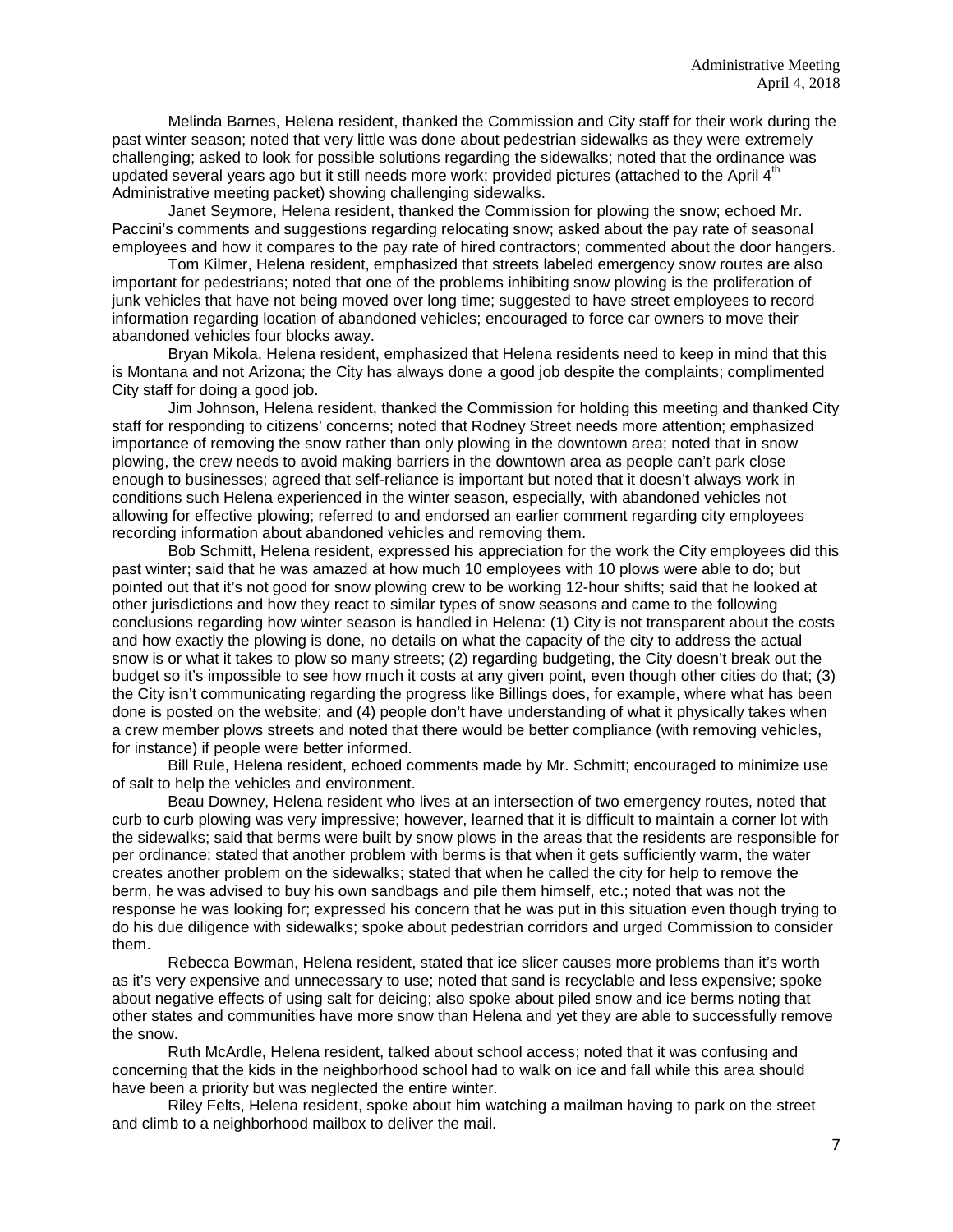Melinda Barnes, Helena resident, thanked the Commission and City staff for their work during the past winter season; noted that very little was done about pedestrian sidewalks as they were extremely challenging; asked to look for possible solutions regarding the sidewalks; noted that the ordinance was updated several years ago but it still needs more work; provided pictures (attached to the April 4th Administrative meeting packet) showing challenging sidewalks.

Janet Seymore, Helena resident, thanked the Commission for plowing the snow; echoed Mr. Paccini's comments and suggestions regarding relocating snow; asked about the pay rate of seasonal employees and how it compares to the pay rate of hired contractors; commented about the door hangers.

Tom Kilmer, Helena resident, emphasized that streets labeled emergency snow routes are also important for pedestrians; noted that one of the problems inhibiting snow plowing is the proliferation of junk vehicles that have not being moved over long time; suggested to have street employees to record information regarding location of abandoned vehicles; encouraged to force car owners to move their abandoned vehicles four blocks away.

Bryan Mikola, Helena resident, emphasized that Helena residents need to keep in mind that this is Montana and not Arizona; the City has always done a good job despite the complaints; complimented City staff for doing a good job.

Jim Johnson, Helena resident, thanked the Commission for holding this meeting and thanked City staff for responding to citizens' concerns; noted that Rodney Street needs more attention; emphasized importance of removing the snow rather than only plowing in the downtown area; noted that in snow plowing, the crew needs to avoid making barriers in the downtown area as people can't park close enough to businesses; agreed that self-reliance is important but noted that it doesn't always work in conditions such Helena experienced in the winter season, especially, with abandoned vehicles not allowing for effective plowing; referred to and endorsed an earlier comment regarding city employees recording information about abandoned vehicles and removing them.

Bob Schmitt, Helena resident, expressed his appreciation for the work the City employees did this past winter; said that he was amazed at how much 10 employees with 10 plows were able to do; but pointed out that it's not good for snow plowing crew to be working 12-hour shifts; said that he looked at other jurisdictions and how they react to similar types of snow seasons and came to the following conclusions regarding how winter season is handled in Helena: (1) City is not transparent about the costs and how exactly the plowing is done, no details on what the capacity of the city to address the actual snow is or what it takes to plow so many streets; (2) regarding budgeting, the City doesn't break out the budget so it's impossible to see how much it costs at any given point, even though other cities do that; (3) the City isn't communicating regarding the progress like Billings does, for example, where what has been done is posted on the website; and (4) people don't have understanding of what it physically takes when a crew member plows streets and noted that there would be better compliance (with removing vehicles, for instance) if people were better informed.

Bill Rule, Helena resident, echoed comments made by Mr. Schmitt; encouraged to minimize use of salt to help the vehicles and environment.

Beau Downey, Helena resident who lives at an intersection of two emergency routes, noted that curb to curb plowing was very impressive; however, learned that it is difficult to maintain a corner lot with the sidewalks; said that berms were built by snow plows in the areas that the residents are responsible for per ordinance; stated that another problem with berms is that when it gets sufficiently warm, the water creates another problem on the sidewalks; stated that when he called the city for help to remove the berm, he was advised to buy his own sandbags and pile them himself, etc.; noted that was not the response he was looking for; expressed his concern that he was put in this situation even though trying to do his due diligence with sidewalks; spoke about pedestrian corridors and urged Commission to consider them.

Rebecca Bowman, Helena resident, stated that ice slicer causes more problems than it's worth as it's very expensive and unnecessary to use; noted that sand is recyclable and less expensive; spoke about negative effects of using salt for deicing; also spoke about piled snow and ice berms noting that other states and communities have more snow than Helena and yet they are able to successfully remove the snow.

Ruth McArdle, Helena resident, talked about school access; noted that it was confusing and concerning that the kids in the neighborhood school had to walk on ice and fall while this area should have been a priority but was neglected the entire winter.

Riley Felts, Helena resident, spoke about him watching a mailman having to park on the street and climb to a neighborhood mailbox to deliver the mail.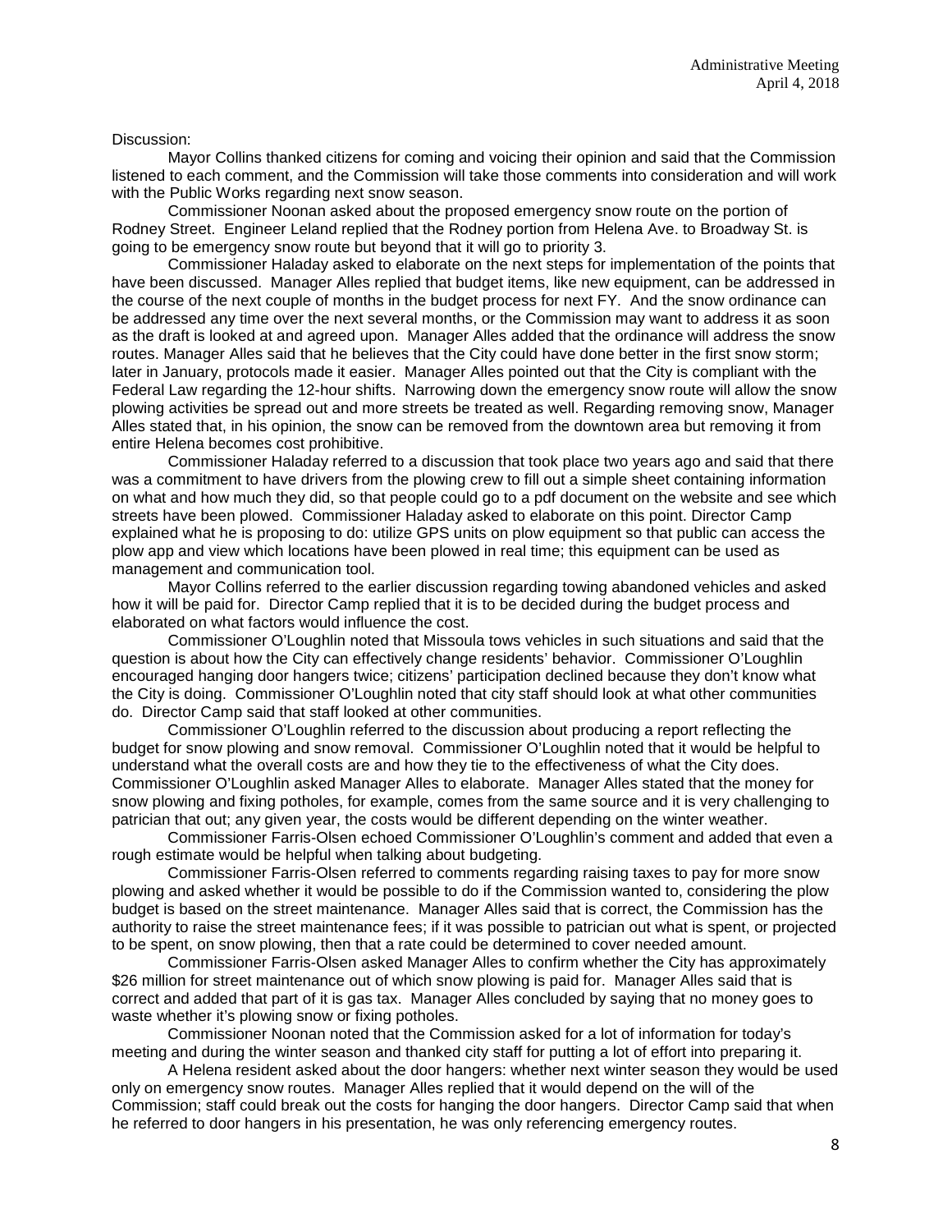Discussion:

Mayor Collins thanked citizens for coming and voicing their opinion and said that the Commission listened to each comment, and the Commission will take those comments into consideration and will work with the Public Works regarding next snow season.

Commissioner Noonan asked about the proposed emergency snow route on the portion of Rodney Street. Engineer Leland replied that the Rodney portion from Helena Ave. to Broadway St. is going to be emergency snow route but beyond that it will go to priority 3.

Commissioner Haladay asked to elaborate on the next steps for implementation of the points that have been discussed. Manager Alles replied that budget items, like new equipment, can be addressed in the course of the next couple of months in the budget process for next FY. And the snow ordinance can be addressed any time over the next several months, or the Commission may want to address it as soon as the draft is looked at and agreed upon. Manager Alles added that the ordinance will address the snow routes. Manager Alles said that he believes that the City could have done better in the first snow storm; later in January, protocols made it easier. Manager Alles pointed out that the City is compliant with the Federal Law regarding the 12-hour shifts. Narrowing down the emergency snow route will allow the snow plowing activities be spread out and more streets be treated as well. Regarding removing snow, Manager Alles stated that, in his opinion, the snow can be removed from the downtown area but removing it from entire Helena becomes cost prohibitive.

Commissioner Haladay referred to a discussion that took place two years ago and said that there was a commitment to have drivers from the plowing crew to fill out a simple sheet containing information on what and how much they did, so that people could go to a pdf document on the website and see which streets have been plowed. Commissioner Haladay asked to elaborate on this point. Director Camp explained what he is proposing to do: utilize GPS units on plow equipment so that public can access the plow app and view which locations have been plowed in real time; this equipment can be used as management and communication tool.

Mayor Collins referred to the earlier discussion regarding towing abandoned vehicles and asked how it will be paid for. Director Camp replied that it is to be decided during the budget process and elaborated on what factors would influence the cost.

Commissioner O'Loughlin noted that Missoula tows vehicles in such situations and said that the question is about how the City can effectively change residents' behavior. Commissioner O'Loughlin encouraged hanging door hangers twice; citizens' participation declined because they don't know what the City is doing. Commissioner O'Loughlin noted that city staff should look at what other communities do. Director Camp said that staff looked at other communities.

Commissioner O'Loughlin referred to the discussion about producing a report reflecting the budget for snow plowing and snow removal. Commissioner O'Loughlin noted that it would be helpful to understand what the overall costs are and how they tie to the effectiveness of what the City does. Commissioner O'Loughlin asked Manager Alles to elaborate. Manager Alles stated that the money for snow plowing and fixing potholes, for example, comes from the same source and it is very challenging to patrician that out; any given year, the costs would be different depending on the winter weather.

Commissioner Farris-Olsen echoed Commissioner O'Loughlin's comment and added that even a rough estimate would be helpful when talking about budgeting.

Commissioner Farris-Olsen referred to comments regarding raising taxes to pay for more snow plowing and asked whether it would be possible to do if the Commission wanted to, considering the plow budget is based on the street maintenance. Manager Alles said that is correct, the Commission has the authority to raise the street maintenance fees; if it was possible to patrician out what is spent, or projected to be spent, on snow plowing, then that a rate could be determined to cover needed amount.

Commissioner Farris-Olsen asked Manager Alles to confirm whether the City has approximately $26 million for street maintenance out of which snow plowing is paid for. Manager Alles said that is correct and added that part of it is gas tax. Manager Alles concluded by saying that no money goes to waste whether it's plowing snow or fixing potholes.

Commissioner Noonan noted that the Commission asked for a lot of information for today's meeting and during the winter season and thanked city staff for putting a lot of effort into preparing it.

A Helena resident asked about the door hangers: whether next winter season they would be used only on emergency snow routes. Manager Alles replied that it would depend on the will of the Commission; staff could break out the costs for hanging the door hangers. Director Camp said that when he referred to door hangers in his presentation, he was only referencing emergency routes.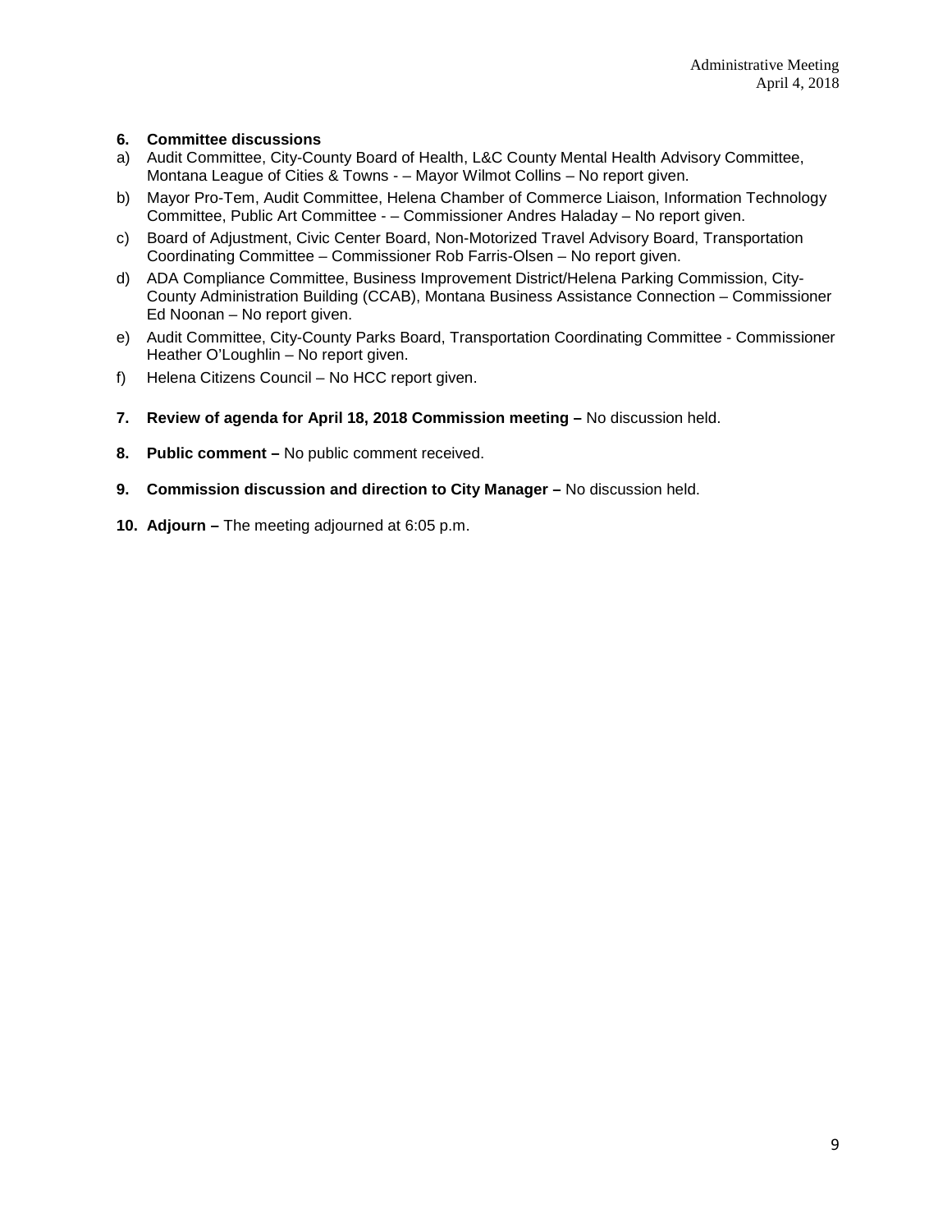**6. Committee discussions**

a) Audit Committee, City-County Board of Health, L&C County Mental Health Advisory Committee, Montana League of Cities & Towns - – Mayor Wilmot Collins – No report given.

b) Mayor Pro-Tem, Audit Committee, Helena Chamber of Commerce Liaison, Information Technology Committee, Public Art Committee - – Commissioner Andres Haladay – No report given.

c) Board of Adjustment, Civic Center Board, Non-Motorized Travel Advisory Board, Transportation Coordinating Committee – Commissioner Rob Farris-Olsen – No report given.

d) ADA Compliance Committee, Business Improvement District/Helena Parking Commission, City-County Administration Building (CCAB), Montana Business Assistance Connection – Commissioner Ed Noonan – No report given.

e) Audit Committee, City-County Parks Board, Transportation Coordinating Committee - Commissioner Heather O'Loughlin – No report given.

f) Helena Citizens Council – No HCC report given.

**7. Review of agenda for April 18, 2018 Commission meeting –** No discussion held.

**8. Public comment –** No public comment received.

**9. Commission discussion and direction to City Manager –** No discussion held.

**10. Adjourn –** The meeting adjourned at 6:05 p.m.